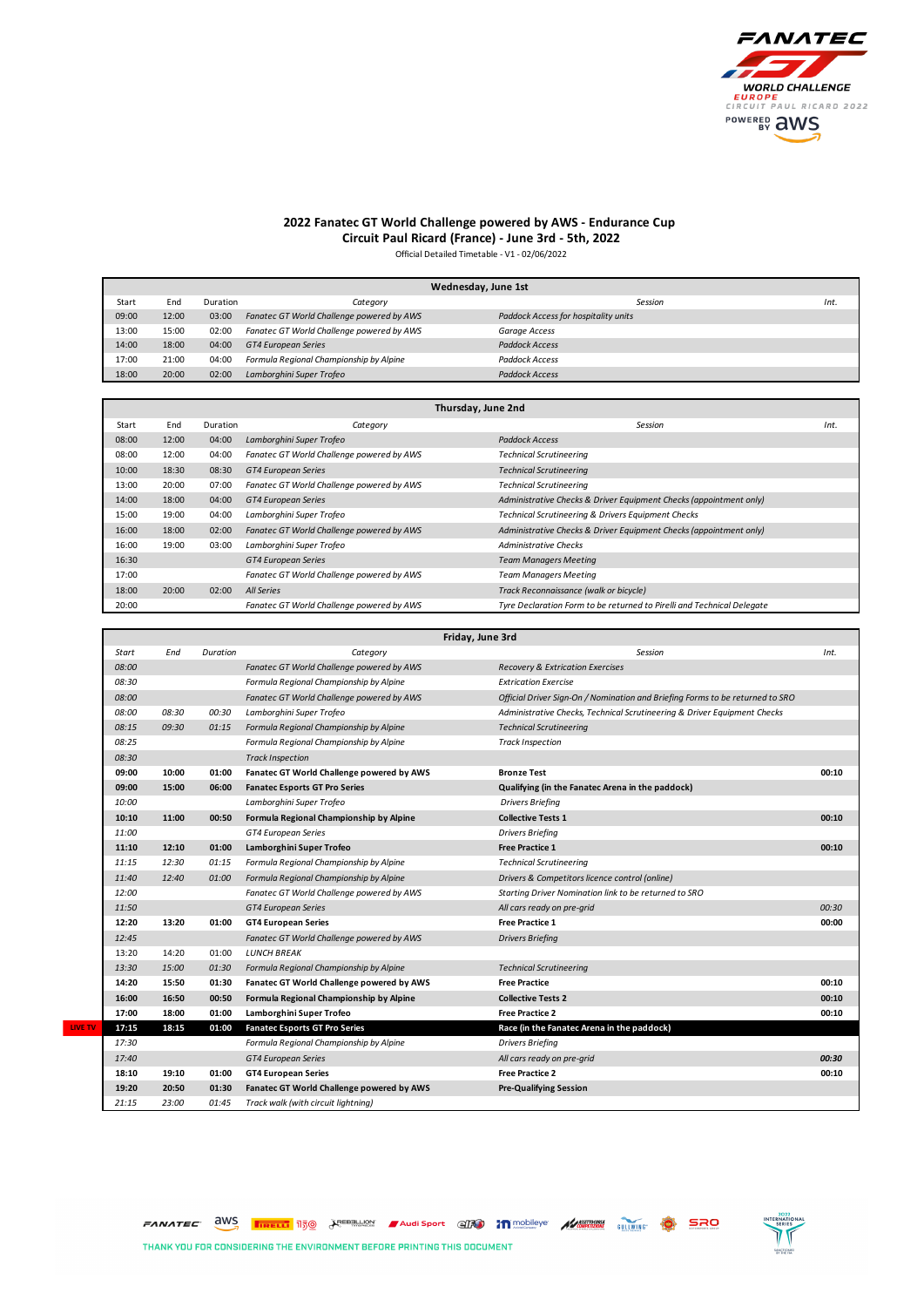FANATEC GT WORLD CHALLENGE EUROPE
CIRCUIT PAUL RICARD 2022
POWERED BY aws

## 2022 Fanatec GT World Challenge powered by AWS - Endurance Cup
## Circuit Paul Ricard (France) - June 3rd - 5th, 2022

Official Detailed Timetable - V1 - 02/06/2022

| Wednesday, June 1st | | | | | |
|---|---|---|---|---|---|
| Start | End | Duration | Category | Session | Int. |
| 09:00 | 12:00 | 03:00 | *Fanatec GT World Challenge powered by AWS* | *Paddock Access for hospitality units* | |
| 13:00 | 15:00 | 02:00 | *Fanatec GT World Challenge powered by AWS* | *Garage Access* | |
| 14:00 | 18:00 | 04:00 | *GT4 European Series* | *Paddock Access* | |
| 17:00 | 21:00 | 04:00 | *Formula Regional Championship by Alpine* | *Paddock Access* | |
| 18:00 | 20:00 | 02:00 | *Lamborghini Super Trofeo* | *Paddock Access* | |

| Thursday, June 2nd | | | | | |
|---|---|---|---|---|---|
| Start | End | Duration | Category | Session | Int. |
| 08:00 | 12:00 | 04:00 | *Lamborghini Super Trofeo* | *Paddock Access* | |
| 08:00 | 12:00 | 04:00 | *Fanatec GT World Challenge powered by AWS* | *Technical Scrutineering* | |
| 10:00 | 18:30 | 08:30 | *GT4 European Series* | *Technical Scrutineering* | |
| 13:00 | 20:00 | 07:00 | *Fanatec GT World Challenge powered by AWS* | *Technical Scrutineering* | |
| 14:00 | 18:00 | 04:00 | *GT4 European Series* | *Administrative Checks & Driver Equipment Checks (appointment only)* | |
| 15:00 | 19:00 | 04:00 | *Lamborghini Super Trofeo* | *Technical Scrutineering & Drivers Equipment Checks* | |
| 16:00 | 18:00 | 02:00 | *Fanatec GT World Challenge powered by AWS* | *Administrative Checks & Driver Equipment Checks (appointment only)* | |
| 16:00 | 19:00 | 03:00 | *Lamborghini Super Trofeo* | *Administrative Checks* | |
| 16:30 | | | *GT4 European Series* | *Team Managers Meeting* | |
| 17:00 | | | *Fanatec GT World Challenge powered by AWS* | *Team Managers Meeting* | |
| 18:00 | 20:00 | 02:00 | *All Series* | *Track Reconnaissance (walk or bicycle)* | |
| 20:00 | | | *Fanatec GT World Challenge powered by AWS* | *Tyre Declaration Form to be returned to Pirelli and Technical Delegate* | |

| Friday, June 3rd | | | | | |
|---|---|---|---|---|---|
| *Start* | *End* | *Duration* | Category | Session | Int. |
| *08:00* | | | *Fanatec GT World Challenge powered by AWS* | *Recovery & Extrication Exercises* | |
| *08:30* | | | *Formula Regional Championship by Alpine* | *Extrication Exercise* | |
| *08:00* | | | *Fanatec GT World Challenge powered by AWS* | *Official Driver Sign-On / Nomination and Briefing Forms to be returned to SRO* | |
| *08:00* | *08:30* | *00:30* | *Lamborghini Super Trofeo* | *Administrative Checks, Technical Scrutineering & Driver Equipment Checks* | |
| *08:15* | *09:30* | *01:15* | *Formula Regional Championship by Alpine* | *Technical Scrutineering* | |
| *08:25* | | | *Formula Regional Championship by Alpine* | *Track Inspection* | |
| *08:30* | | | *Track Inspection* | | |
| **09:00** | **10:00** | **01:00** | **Fanatec GT World Challenge powered by AWS** | **Bronze Test** | **00:10** |
| **09:00** | **15:00** | **06:00** | **Fanatec Esports GT Pro Series** | **Qualifying (in the Fanatec Arena in the paddock)** | |
| *10:00* | | | *Lamborghini Super Trofeo* | *Drivers Briefing* | |
| **10:10** | **11:00** | **00:50** | **Formula Regional Championship by Alpine** | **Collective Tests 1** | **00:10** |
| *11:00* | | | *GT4 European Series* | *Drivers Briefing* | |
| **11:10** | **12:10** | **01:00** | **Lamborghini Super Trofeo** | **Free Practice 1** | **00:10** |
| *11:15* | *12:30* | *01:15* | *Formula Regional Championship by Alpine* | *Technical Scrutineering* | |
| *11:40* | *12:40* | *01:00* | *Formula Regional Championship by Alpine* | *Drivers & Competitors licence control (online)* | |
| *12:00* | | | *Fanatec GT World Challenge powered by AWS* | *Starting Driver Nomination link to be returned to SRO* | |
| *11:50* | | | *GT4 European Series* | *All cars ready on pre-grid* | *00:30* |
| **12:20** | **13:20** | **01:00** | **GT4 European Series** | **Free Practice 1** | **00:00** |
| *12:45* | | | *Fanatec GT World Challenge powered by AWS* | *Drivers Briefing* | |
| 13:20 | 14:20 | 01:00 | *LUNCH BREAK* | | |
| *13:30* | *15:00* | *01:30* | *Formula Regional Championship by Alpine* | *Technical Scrutineering* | |
| **14:20** | **15:50** | **01:30** | **Fanatec GT World Challenge powered by AWS** | **Free Practice** | **00:10** |
| **16:00** | **16:50** | **00:50** | **Formula Regional Championship by Alpine** | **Collective Tests 2** | **00:10** |
| **17:00** | **18:00** | **01:00** | **Lamborghini Super Trofeo** | **Free Practice 2** | **00:10** |
| **17:15** (LIVE TV) | **18:15** | **01:00** | **Fanatec Esports GT Pro Series** | **Race (in the Fanatec Arena in the paddock)** | |
| *17:30* | | | *Formula Regional Championship by Alpine* | *Drivers Briefing* | |
| *17:40* | | | *GT4 European Series* | *All cars ready on pre-grid* | ***00:30*** |
| **18:10** | **19:10** | **01:00** | **GT4 European Series** | **Free Practice 2** | **00:10** |
| **19:20** | **20:50** | **01:30** | **Fanatec GT World Challenge powered by AWS** | **Pre-Qualifying Session** | |
| *21:15* | *23:00* | *01:45* | *Track walk (with circuit lightning)* | | |

THANK YOU FOR CONSIDERING THE ENVIRONMENT BEFORE PRINTING THIS DOCUMENT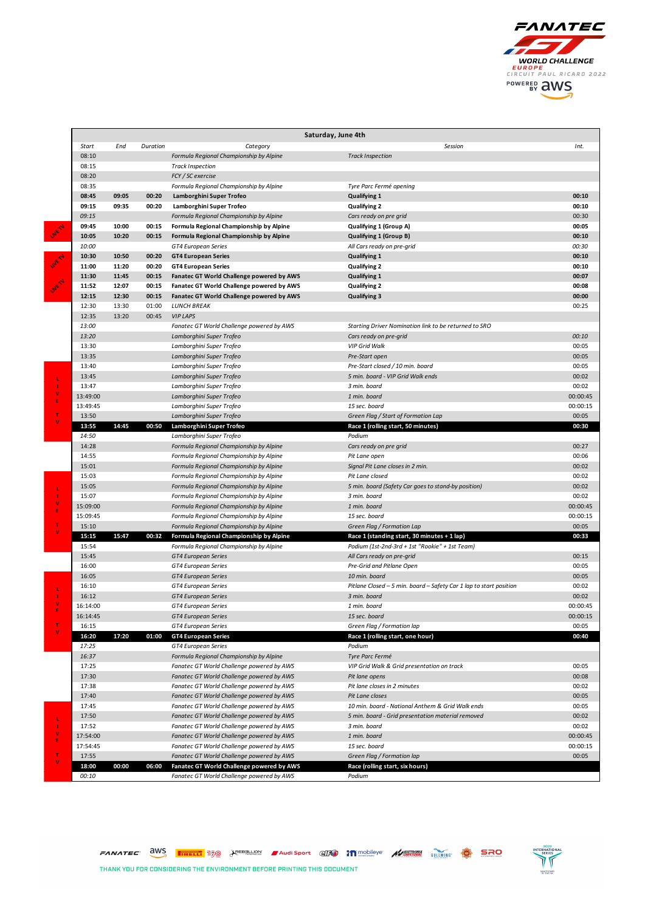FANATEC GT WORLD CHALLENGE EUROPE
CIRCUIT PAUL RICARD 2022
POWERED BY aws

| Saturday, June 4th | | | | | |
|---|---|---|---|---|---|
| Start | End | Duration | Category | Session | Int. |
| 08:10 | | | Formula Regional Championship by Alpine | Track Inspection | |
| 08:15 | | | Track Inspection | | |
| 08:20 | | | FCY / SC exercise | | |
| 08:35 | | | Formula Regional Championship by Alpine | Tyre Parc Fermé opening | |
| **08:45** | **09:05** | **00:20** | **Lamborghini Super Trofeo** | **Qualifying 1** | **00:10** |
| **09:15** | **09:35** | **00:20** | **Lamborghini Super Trofeo** | **Qualifying 2** | **00:10** |
| 09:15 | | | Formula Regional Championship by Alpine | Cars ready on pre grid | 00:30 |
| **09:45** | **10:00** | **00:15** | **Formula Regional Championship by Alpine** | **Qualifying 1 (Group A)** | **00:05** |
| **10:05** | **10:20** | **00:15** | **Formula Regional Championship by Alpine** | **Qualifying 1 (Group B)** | **00:10** |
| 10:00 | | | GT4 European Series | All Cars ready on pre-grid | 00:30 |
| **10:30** | **10:50** | **00:20** | **GT4 European Series** | **Qualifying 1** | **00:10** |
| **11:00** | **11:20** | **00:20** | **GT4 European Series** | **Qualifying 2** | **00:10** |
| **11:30** | **11:45** | **00:15** | **Fanatec GT World Challenge powered by AWS** | **Qualifying 1** | **00:07** |
| **11:52** | **12:07** | **00:15** | **Fanatec GT World Challenge powered by AWS** | **Qualifying 2** | **00:08** |
| **12:15** | **12:30** | **00:15** | **Fanatec GT World Challenge powered by AWS** | **Qualifying 3** | **00:00** |
| 12:30 | 13:30 | 01:00 | LUNCH BREAK | | |
| 12:35 | 13:20 | 00:45 | VIP LAPS | | 00:25 |
| 13:00 | | | Fanatec GT World Challenge powered by AWS | Starting Driver Nomination link to be returned to SRO | |
| 13:20 | | | Lamborghini Super Trofeo | Cars ready on pre-grid | 00:10 |
| 13:30 | | | Lamborghini Super Trofeo | VIP Grid Walk | 00:05 |
| 13:35 | | | Lamborghini Super Trofeo | Pre-Start open | 00:05 |
| 13:40 | | | Lamborghini Super Trofeo | Pre-Start closed / 10 min. board | 00:05 |
| 13:45 | | | Lamborghini Super Trofeo | 5 min. board - VIP Grid Walk ends | 00:02 |
| 13:47 | | | Lamborghini Super Trofeo | 3 min. board | 00:02 |
| 13:49:00 | | | Lamborghini Super Trofeo | 1 min. board | 00:00:45 |
| 13:49:45 | | | Lamborghini Super Trofeo | 15 sec. board | 00:00:15 |
| 13:50 | | | Lamborghini Super Trofeo | Green Flag / Start of Formation Lap | 00:05 |
| **13:55** | **14:45** | **00:50** | **Lamborghini Super Trofeo** | **Race 1 (rolling start, 50 minutes)** | **00:30** |
| 14:50 | | | Lamborghini Super Trofeo | Podium | |
| 14:28 | | | Formula Regional Championship by Alpine | Cars ready on pre grid | 00:27 |
| 14:55 | | | Formula Regional Championship by Alpine | Pit Lane open | 00:06 |
| 15:01 | | | Formula Regional Championship by Alpine | Signal Pit Lane closes in 2 min. | 00:02 |
| 15:03 | | | Formula Regional Championship by Alpine | Pit Lane closed | 00:02 |
| 15:05 | | | Formula Regional Championship by Alpine | 5 min. board (Safety Car goes to stand-by position) | 00:02 |
| 15:07 | | | Formula Regional Championship by Alpine | 3 min. board | 00:02 |
| 15:09:00 | | | Formula Regional Championship by Alpine | 1 min. board | 00:00:45 |
| 15:09:45 | | | Formula Regional Championship by Alpine | 15 sec. board | 00:00:15 |
| 15:10 | | | Formula Regional Championship by Alpine | Green Flag / Formation Lap | 00:05 |
| **15:15** | **15:47** | **00:32** | **Formula Regional Championship by Alpine** | **Race 1 (standing start, 30 minutes + 1 lap)** | **00:33** |
| 15:54 | | | Formula Regional Championship by Alpine | Podium (1st-2nd-3rd + 1st "Rookie" + 1st Team) | |
| 15:45 | | | GT4 European Series | All Cars ready on pre-grid | 00:15 |
| 16:00 | | | GT4 European Series | Pre-Grid and Pitlane Open | 00:05 |
| 16:05 | | | GT4 European Series | 10 min. board | 00:05 |
| 16:10 | | | GT4 European Series | Pitlane Closed – 5 min. board – Safety Car 1 lap to start position | 00:02 |
| 16:12 | | | GT4 European Series | 3 min. board | 00:02 |
| 16:14:00 | | | GT4 European Series | 1 min. board | 00:00:45 |
| 16:14:45 | | | GT4 European Series | 15 sec. board | 00:00:15 |
| 16:15 | | | GT4 European Series | Green Flag / Formation lap | 00:05 |
| **16:20** | **17:20** | **01:00** | **GT4 European Series** | **Race 1 (rolling start, one hour)** | **00:40** |
| 17:25 | | | GT4 European Series | Podium | |
| 16:37 | | | Formula Regional Championship by Alpine | Tyre Parc Fermé | |
| 17:25 | | | Fanatec GT World Challenge powered by AWS | VIP Grid Walk & Grid presentation on track | 00:05 |
| 17:30 | | | Fanatec GT World Challenge powered by AWS | Pit lane opens | 00:08 |
| 17:38 | | | Fanatec GT World Challenge powered by AWS | Pit lane closes in 2 minutes | 00:02 |
| 17:40 | | | Fanatec GT World Challenge powered by AWS | Pit Lane closes | 00:05 |
| 17:45 | | | Fanatec GT World Challenge powered by AWS | 10 min. board - National Anthem & Grid Walk ends | 00:05 |
| 17:50 | | | Fanatec GT World Challenge powered by AWS | 5 min. board - Grid presentation material removed | 00:02 |
| 17:52 | | | Fanatec GT World Challenge powered by AWS | 3 min. board | 00:02 |
| 17:54:00 | | | Fanatec GT World Challenge powered by AWS | 1 min. board | 00:00:45 |
| 17:54:45 | | | Fanatec GT World Challenge powered by AWS | 15 sec. board | 00:00:15 |
| 17:55 | | | Fanatec GT World Challenge powered by AWS | Green Flag / Formation lap | 00:05 |
| **18:00** | **00:00** | **06:00** | **Fanatec GT World Challenge powered by AWS** | **Race (rolling start, six hours)** | |
| 00:10 | | | Fanatec GT World Challenge powered by AWS | Podium | |

THANK YOU FOR CONSIDERING THE ENVIRONMENT BEFORE PRINTING THIS DOCUMENT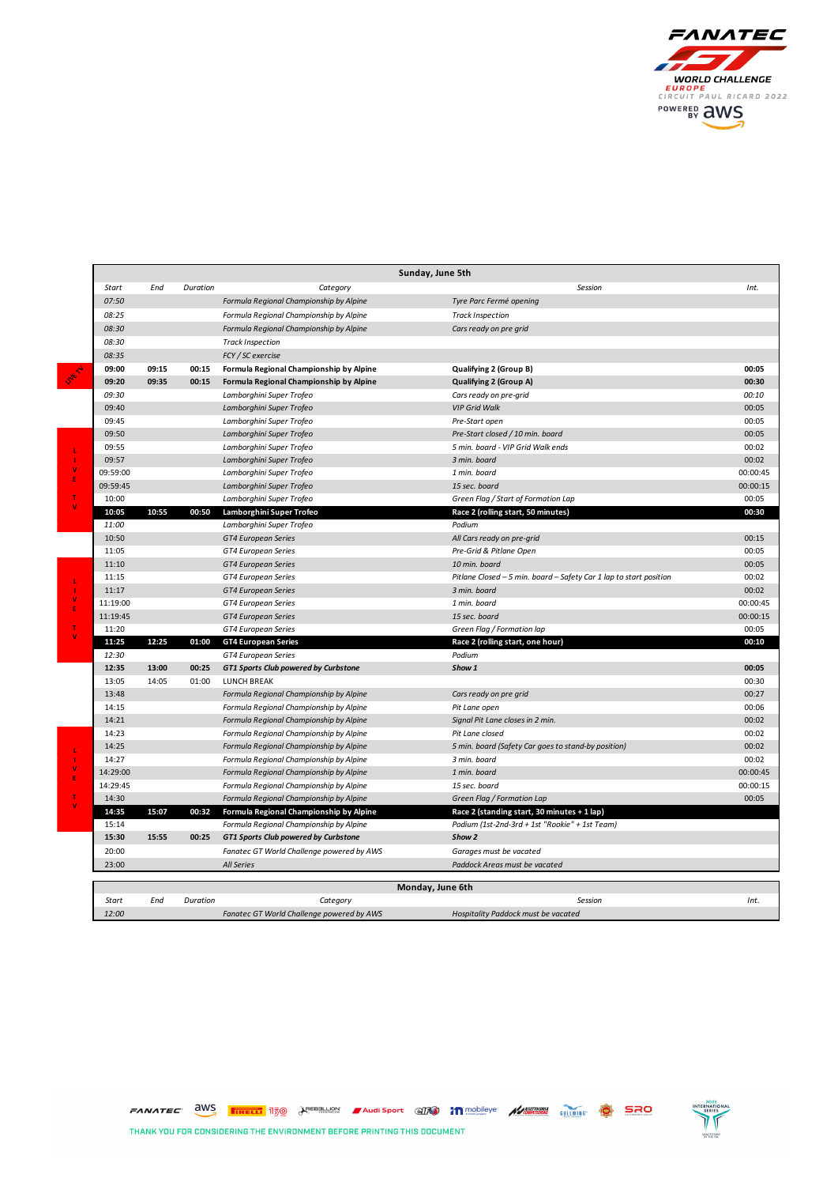FANATEC GT WORLD CHALLENGE EUROPE CIRCUIT PAUL RICARD 2022 POWERED BY AWS

| Sunday, June 5th | | | | | |
|---|---|---|---|---|---|
| Start | End | Duration | Category | Session | Int. |
| *07:50* | | | *Formula Regional Championship by Alpine* | *Tyre Parc Fermé opening* | |
| *08:25* | | | *Formula Regional Championship by Alpine* | *Track Inspection* | |
| *08:30* | | | *Formula Regional Championship by Alpine* | *Cars ready on pre grid* | |
| *08:30* | | | *Track Inspection* | | |
| *08:35* | | | *FCY / SC exercise* | | |
| **09:00** | **09:15** | **00:15** | **Formula Regional Championship by Alpine** | **Qualifying 2 (Group B)** | **00:05** |
| **09:20** | **09:35** | **00:15** | **Formula Regional Championship by Alpine** | **Qualifying 2 (Group A)** | **00:30** |
| *09:30* | | | *Lamborghini Super Trofeo* | *Cars ready on pre-grid* | *00:10* |
| 09:40 | | | *Lamborghini Super Trofeo* | *VIP Grid Walk* | 00:05 |
| 09:45 | | | *Lamborghini Super Trofeo* | *Pre-Start open* | 00:05 |
| 09:50 | | | *Lamborghini Super Trofeo* | *Pre-Start closed / 10 min. board* | 00:05 |
| 09:55 | | | *Lamborghini Super Trofeo* | *5 min. board - VIP Grid Walk ends* | 00:02 |
| 09:57 | | | *Lamborghini Super Trofeo* | *3 min. board* | 00:02 |
| 09:59:00 | | | *Lamborghini Super Trofeo* | *1 min. board* | 00:00:45 |
| 09:59:45 | | | *Lamborghini Super Trofeo* | *15 sec. board* | 00:00:15 |
| 10:00 | | | *Lamborghini Super Trofeo* | *Green Flag / Start of Formation Lap* | 00:05 |
| **10:05** | **10:55** | **00:50** | **Lamborghini Super Trofeo** | **Race 2 (rolling start, 50 minutes)** | **00:30** |
| *11:00* | | | *Lamborghini Super Trofeo* | *Podium* | |
| 10:50 | | | *GT4 European Series* | *All Cars ready on pre-grid* | 00:15 |
| 11:05 | | | *GT4 European Series* | *Pre-Grid & Pitlane Open* | 00:05 |
| 11:10 | | | *GT4 European Series* | *10 min. board* | 00:05 |
| 11:15 | | | *GT4 European Series* | *Pitlane Closed – 5 min. board – Safety Car 1 lap to start position* | 00:02 |
| 11:17 | | | *GT4 European Series* | *3 min. board* | 00:02 |
| 11:19:00 | | | *GT4 European Series* | *1 min. board* | 00:00:45 |
| 11:19:45 | | | *GT4 European Series* | *15 sec. board* | 00:00:15 |
| 11:20 | | | *GT4 European Series* | *Green Flag / Formation lap* | 00:05 |
| **11:25** | **12:25** | **01:00** | **GT4 European Series** | **Race 2 (rolling start, one hour)** | **00:10** |
| *12:30* | | | *GT4 European Series* | *Podium* | |
| **12:35** | **13:00** | **00:25** | ***GT1 Sports Club powered by Curbstone*** | ***Show 1*** | **00:05** |
| 13:05 | 14:05 | 01:00 | LUNCH BREAK | | 00:30 |
| 13:48 | | | *Formula Regional Championship by Alpine* | *Cars ready on pre grid* | 00:27 |
| 14:15 | | | *Formula Regional Championship by Alpine* | *Pit Lane open* | 00:06 |
| 14:21 | | | *Formula Regional Championship by Alpine* | *Signal Pit Lane closes in 2 min.* | 00:02 |
| 14:23 | | | *Formula Regional Championship by Alpine* | *Pit Lane closed* | 00:02 |
| 14:25 | | | *Formula Regional Championship by Alpine* | *5 min. board (Safety Car goes to stand-by position)* | 00:02 |
| 14:27 | | | *Formula Regional Championship by Alpine* | *3 min. board* | 00:02 |
| 14:29:00 | | | *Formula Regional Championship by Alpine* | *1 min. board* | 00:00:45 |
| 14:29:45 | | | *Formula Regional Championship by Alpine* | *15 sec. board* | 00:00:15 |
| 14:30 | | | *Formula Regional Championship by Alpine* | *Green Flag / Formation Lap* | 00:05 |
| **14:35** | **15:07** | **00:32** | **Formula Regional Championship by Alpine** | **Race 2 (standing start, 30 minutes + 1 lap)** | |
| 15:14 | | | *Formula Regional Championship by Alpine* | *Podium (1st-2nd-3rd + 1st "Rookie" + 1st Team)* | |
| **15:30** | **15:55** | **00:25** | ***GT1 Sports Club powered by Curbstone*** | ***Show 2*** | |
| 20:00 | | | *Fanatec GT World Challenge powered by AWS* | *Garages must be vacated* | |
| 23:00 | | | *All Series* | *Paddock Areas must be vacated* | |

| Monday, June 6th | | | | | |
|---|---|---|---|---|---|
| Start | End | Duration | Category | Session | Int. |
| *12:00* | | | *Fanatec GT World Challenge powered by AWS* | *Hospitality Paddock must be vacated* | |

THANK YOU FOR CONSIDERING THE ENVIRONMENT BEFORE PRINTING THIS DOCUMENT